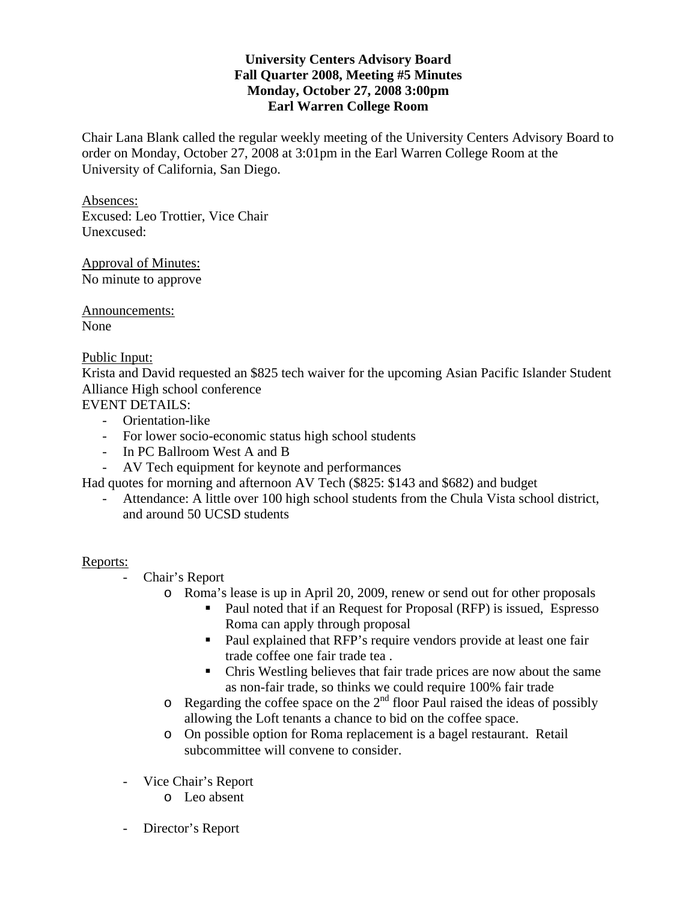**University Centers Advisory Board**
**Fall Quarter 2008, Meeting #5 Minutes**
**Monday, October 27, 2008 3:00pm**
**Earl Warren College Room**

Chair Lana Blank called the regular weekly meeting of the University Centers Advisory Board to order on Monday, October 27, 2008 at 3:01pm in the Earl Warren College Room at the University of California, San Diego.

Absences:
Excused: Leo Trottier, Vice Chair
Unexcused:

Approval of Minutes:
No minute to approve

Announcements:
None

Public Input:
Krista and David requested an $825 tech waiver for the upcoming Asian Pacific Islander Student Alliance High school conference
EVENT DETAILS:

- Orientation-like
- For lower socio-economic status high school students
- In PC Ballroom West A and B
- AV Tech equipment for keynote and performances

Had quotes for morning and afternoon AV Tech ($825: $143 and $682) and budget

- Attendance: A little over 100 high school students from the Chula Vista school district, and around 50 UCSD students

Reports:

- Chair's Report
  - Roma's lease is up in April 20, 2009, renew or send out for other proposals
    - Paul noted that if an Request for Proposal (RFP) is issued, Espresso Roma can apply through proposal
    - Paul explained that RFP's require vendors provide at least one fair trade coffee one fair trade tea .
    - Chris Westling believes that fair trade prices are now about the same as non-fair trade, so thinks we could require 100% fair trade
  - Regarding the coffee space on the 2nd floor Paul raised the ideas of possibly allowing the Loft tenants a chance to bid on the coffee space.
  - On possible option for Roma replacement is a bagel restaurant. Retail subcommittee will convene to consider.

- Vice Chair's Report
  - Leo absent

- Director's Report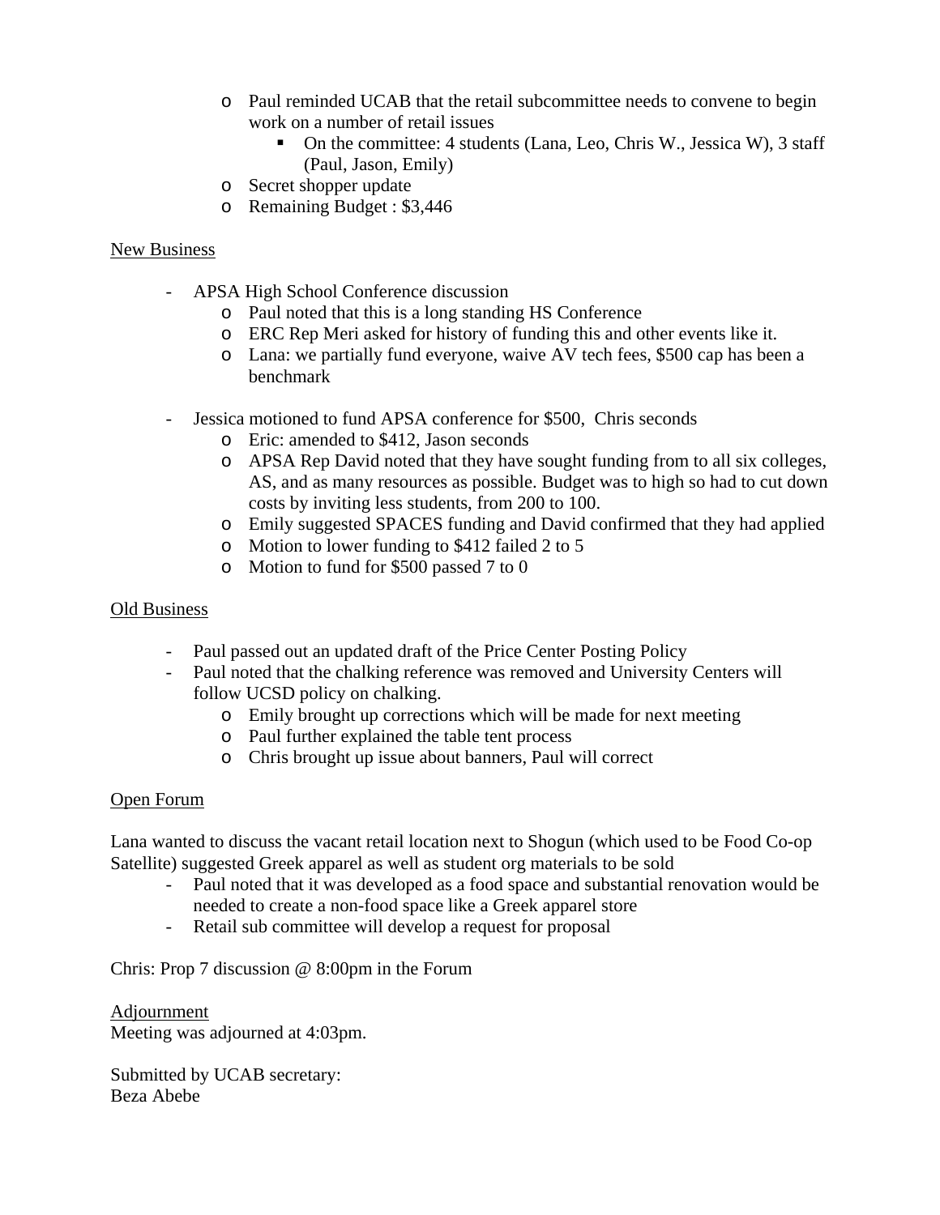- Paul reminded UCAB that the retail subcommittee needs to convene to begin work on a number of retail issues
    - On the committee: 4 students (Lana, Leo, Chris W., Jessica W), 3 staff (Paul, Jason, Emily)
  - Secret shopper update
  - Remaining Budget : $3,446

<u>New Business</u>

- APSA High School Conference discussion
  - Paul noted that this is a long standing HS Conference
  - ERC Rep Meri asked for history of funding this and other events like it.
  - Lana: we partially fund everyone, waive AV tech fees, $500 cap has been a benchmark

- Jessica motioned to fund APSA conference for $500, Chris seconds
  - Eric: amended to $412, Jason seconds
  - APSA Rep David noted that they have sought funding from to all six colleges, AS, and as many resources as possible. Budget was to high so had to cut down costs by inviting less students, from 200 to 100.
  - Emily suggested SPACES funding and David confirmed that they had applied
  - Motion to lower funding to $412 failed 2 to 5
  - Motion to fund for $500 passed 7 to 0

<u>Old Business</u>

- Paul passed out an updated draft of the Price Center Posting Policy
- Paul noted that the chalking reference was removed and University Centers will follow UCSD policy on chalking.
  - Emily brought up corrections which will be made for next meeting
  - Paul further explained the table tent process
  - Chris brought up issue about banners, Paul will correct

<u>Open Forum</u>

Lana wanted to discuss the vacant retail location next to Shogun (which used to be Food Co-op Satellite) suggested Greek apparel as well as student org materials to be sold

- Paul noted that it was developed as a food space and substantial renovation would be needed to create a non-food space like a Greek apparel store
- Retail sub committee will develop a request for proposal

Chris: Prop 7 discussion @ 8:00pm in the Forum

<u>Adjournment</u>
Meeting was adjourned at 4:03pm.

Submitted by UCAB secretary:
Beza Abebe